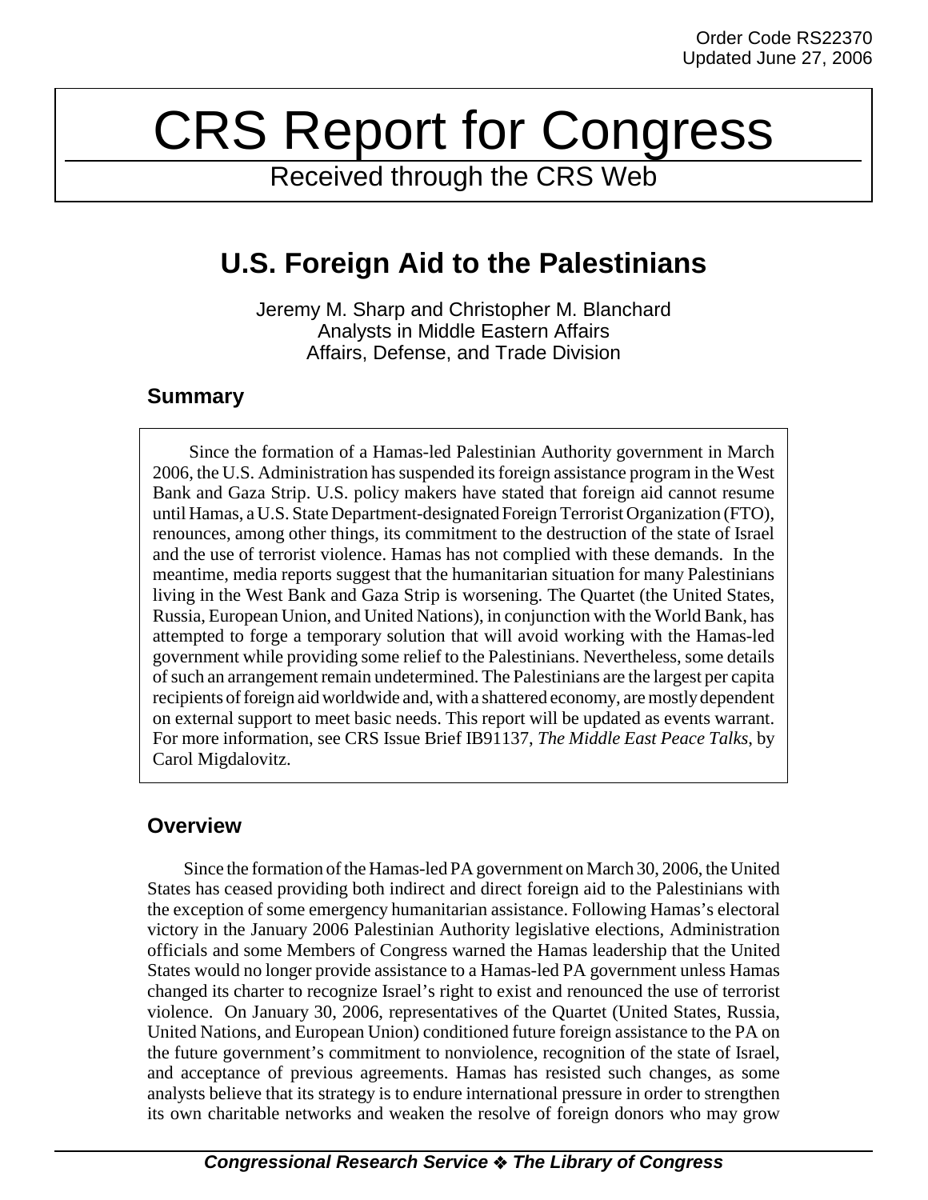Order Code RS22370
Updated June 27, 2006

# CRS Report for Congress

Received through the CRS Web

# U.S. Foreign Aid to the Palestinians

Jeremy M. Sharp and Christopher M. Blanchard
Analysts in Middle Eastern Affairs
Affairs, Defense, and Trade Division

## Summary

Since the formation of a Hamas-led Palestinian Authority government in March 2006, the U.S. Administration has suspended its foreign assistance program in the West Bank and Gaza Strip. U.S. policy makers have stated that foreign aid cannot resume until Hamas, a U.S. State Department-designated Foreign Terrorist Organization (FTO), renounces, among other things, its commitment to the destruction of the state of Israel and the use of terrorist violence. Hamas has not complied with these demands. In the meantime, media reports suggest that the humanitarian situation for many Palestinians living in the West Bank and Gaza Strip is worsening. The Quartet (the United States, Russia, European Union, and United Nations), in conjunction with the World Bank, has attempted to forge a temporary solution that will avoid working with the Hamas-led government while providing some relief to the Palestinians. Nevertheless, some details of such an arrangement remain undetermined. The Palestinians are the largest per capita recipients of foreign aid worldwide and, with a shattered economy, are mostly dependent on external support to meet basic needs. This report will be updated as events warrant. For more information, see CRS Issue Brief IB91137, *The Middle East Peace Talks*, by Carol Migdalovitz.

## Overview

Since the formation of the Hamas-led PA government on March 30, 2006, the United States has ceased providing both indirect and direct foreign aid to the Palestinians with the exception of some emergency humanitarian assistance. Following Hamas's electoral victory in the January 2006 Palestinian Authority legislative elections, Administration officials and some Members of Congress warned the Hamas leadership that the United States would no longer provide assistance to a Hamas-led PA government unless Hamas changed its charter to recognize Israel's right to exist and renounced the use of terrorist violence. On January 30, 2006, representatives of the Quartet (United States, Russia, United Nations, and European Union) conditioned future foreign assistance to the PA on the future government's commitment to nonviolence, recognition of the state of Israel, and acceptance of previous agreements. Hamas has resisted such changes, as some analysts believe that its strategy is to endure international pressure in order to strengthen its own charitable networks and weaken the resolve of foreign donors who may grow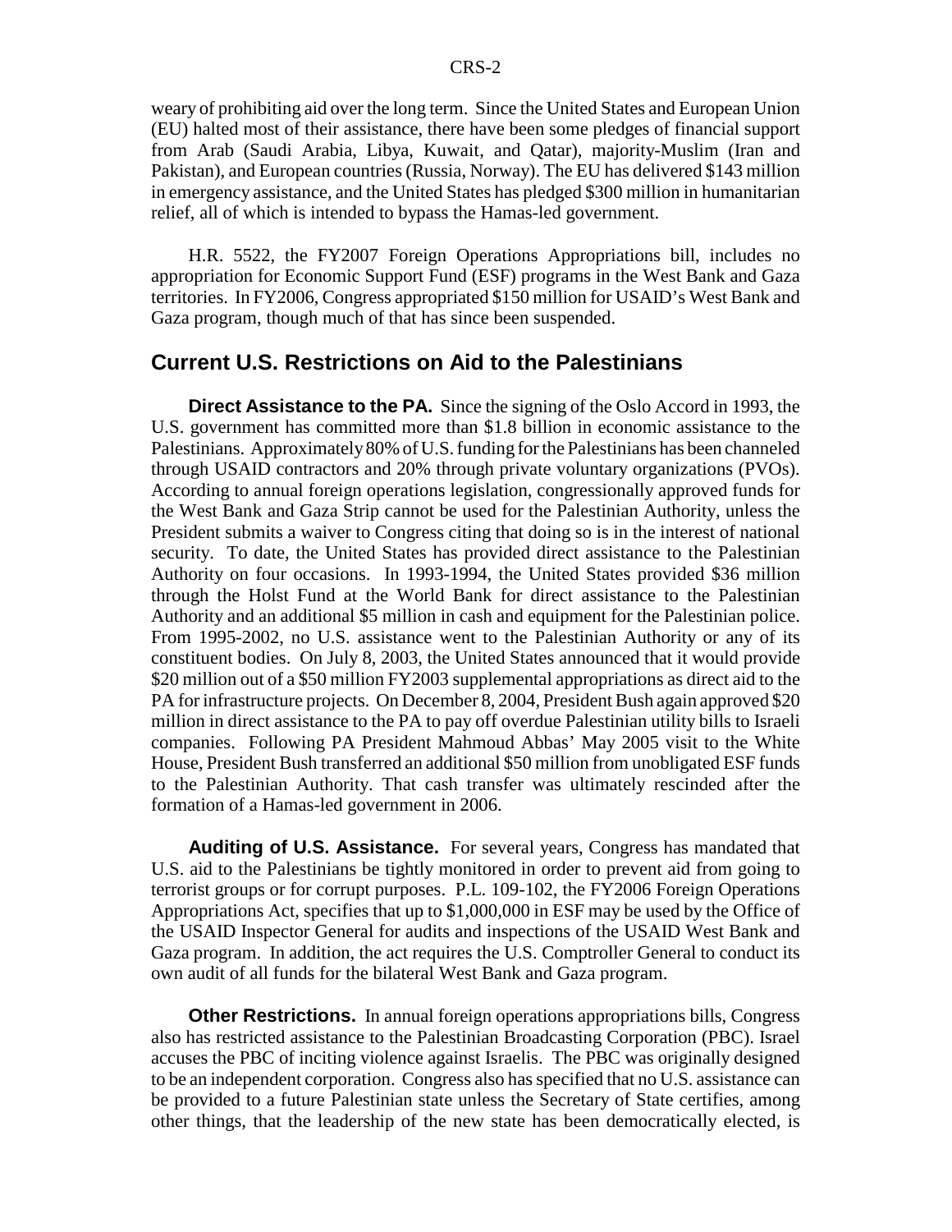weary of prohibiting aid over the long term. Since the United States and European Union (EU) halted most of their assistance, there have been some pledges of financial support from Arab (Saudi Arabia, Libya, Kuwait, and Qatar), majority-Muslim (Iran and Pakistan), and European countries (Russia, Norway). The EU has delivered $143 million in emergency assistance, and the United States has pledged $300 million in humanitarian relief, all of which is intended to bypass the Hamas-led government.

H.R. 5522, the FY2007 Foreign Operations Appropriations bill, includes no appropriation for Economic Support Fund (ESF) programs in the West Bank and Gaza territories. In FY2006, Congress appropriated $150 million for USAID's West Bank and Gaza program, though much of that has since been suspended.

## Current U.S. Restrictions on Aid to the Palestinians

**Direct Assistance to the PA.** Since the signing of the Oslo Accord in 1993, the U.S. government has committed more than $1.8 billion in economic assistance to the Palestinians. Approximately 80% of U.S. funding for the Palestinians has been channeled through USAID contractors and 20% through private voluntary organizations (PVOs). According to annual foreign operations legislation, congressionally approved funds for the West Bank and Gaza Strip cannot be used for the Palestinian Authority, unless the President submits a waiver to Congress citing that doing so is in the interest of national security. To date, the United States has provided direct assistance to the Palestinian Authority on four occasions. In 1993-1994, the United States provided $36 million through the Holst Fund at the World Bank for direct assistance to the Palestinian Authority and an additional $5 million in cash and equipment for the Palestinian police. From 1995-2002, no U.S. assistance went to the Palestinian Authority or any of its constituent bodies. On July 8, 2003, the United States announced that it would provide $20 million out of a $50 million FY2003 supplemental appropriations as direct aid to the PA for infrastructure projects. On December 8, 2004, President Bush again approved $20 million in direct assistance to the PA to pay off overdue Palestinian utility bills to Israeli companies. Following PA President Mahmoud Abbas' May 2005 visit to the White House, President Bush transferred an additional $50 million from unobligated ESF funds to the Palestinian Authority. That cash transfer was ultimately rescinded after the formation of a Hamas-led government in 2006.

**Auditing of U.S. Assistance.** For several years, Congress has mandated that U.S. aid to the Palestinians be tightly monitored in order to prevent aid from going to terrorist groups or for corrupt purposes. P.L. 109-102, the FY2006 Foreign Operations Appropriations Act, specifies that up to $1,000,000 in ESF may be used by the Office of the USAID Inspector General for audits and inspections of the USAID West Bank and Gaza program. In addition, the act requires the U.S. Comptroller General to conduct its own audit of all funds for the bilateral West Bank and Gaza program.

**Other Restrictions.** In annual foreign operations appropriations bills, Congress also has restricted assistance to the Palestinian Broadcasting Corporation (PBC). Israel accuses the PBC of inciting violence against Israelis. The PBC was originally designed to be an independent corporation. Congress also has specified that no U.S. assistance can be provided to a future Palestinian state unless the Secretary of State certifies, among other things, that the leadership of the new state has been democratically elected, is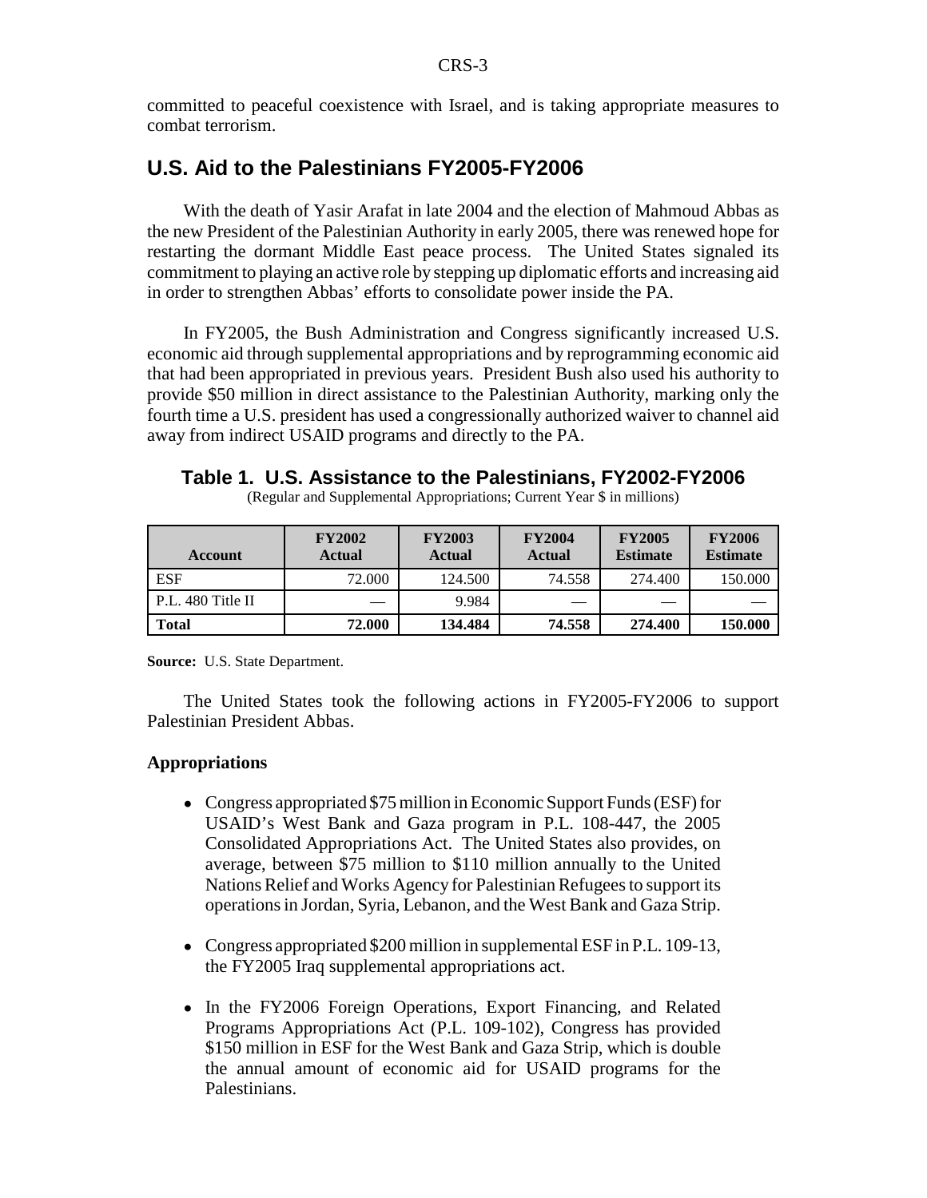committed to peaceful coexistence with Israel, and is taking appropriate measures to combat terrorism.

## U.S. Aid to the Palestinians FY2005-FY2006

With the death of Yasir Arafat in late 2004 and the election of Mahmoud Abbas as the new President of the Palestinian Authority in early 2005, there was renewed hope for restarting the dormant Middle East peace process. The United States signaled its commitment to playing an active role by stepping up diplomatic efforts and increasing aid in order to strengthen Abbas' efforts to consolidate power inside the PA.

In FY2005, the Bush Administration and Congress significantly increased U.S. economic aid through supplemental appropriations and by reprogramming economic aid that had been appropriated in previous years. President Bush also used his authority to provide $50 million in direct assistance to the Palestinian Authority, marking only the fourth time a U.S. president has used a congressionally authorized waiver to channel aid away from indirect USAID programs and directly to the PA.

**Table 1. U.S. Assistance to the Palestinians, FY2002-FY2006**

(Regular and Supplemental Appropriations; Current Year $ in millions)

| Account | FY2002 Actual | FY2003 Actual | FY2004 Actual | FY2005 Estimate | FY2006 Estimate |
|---|---|---|---|---|---|
| ESF | 72.000 | 124.500 | 74.558 | 274.400 | 150.000 |
| P.L. 480 Title II | — | 9.984 | — | — | — |
| **Total** | **72.000** | **134.484** | **74.558** | **274.400** | **150.000** |

**Source:** U.S. State Department.

The United States took the following actions in FY2005-FY2006 to support Palestinian President Abbas.

### Appropriations

- Congress appropriated $75 million in Economic Support Funds (ESF) for USAID's West Bank and Gaza program in P.L. 108-447, the 2005 Consolidated Appropriations Act. The United States also provides, on average, between $75 million to $110 million annually to the United Nations Relief and Works Agency for Palestinian Refugees to support its operations in Jordan, Syria, Lebanon, and the West Bank and Gaza Strip.

- Congress appropriated $200 million in supplemental ESF in P.L. 109-13, the FY2005 Iraq supplemental appropriations act.

- In the FY2006 Foreign Operations, Export Financing, and Related Programs Appropriations Act (P.L. 109-102), Congress has provided $150 million in ESF for the West Bank and Gaza Strip, which is double the annual amount of economic aid for USAID programs for the Palestinians.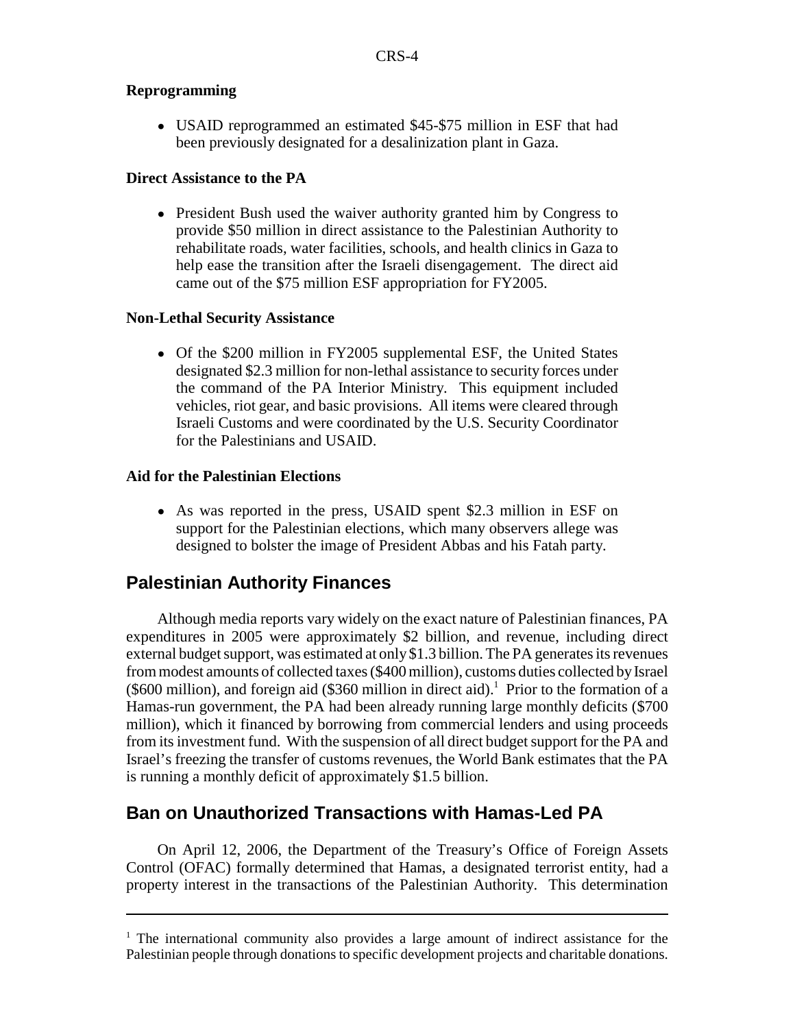**Reprogramming**

- USAID reprogrammed an estimated $45-$75 million in ESF that had been previously designated for a desalinization plant in Gaza.

**Direct Assistance to the PA**

- President Bush used the waiver authority granted him by Congress to provide $50 million in direct assistance to the Palestinian Authority to rehabilitate roads, water facilities, schools, and health clinics in Gaza to help ease the transition after the Israeli disengagement. The direct aid came out of the $75 million ESF appropriation for FY2005.

**Non-Lethal Security Assistance**

- Of the $200 million in FY2005 supplemental ESF, the United States designated $2.3 million for non-lethal assistance to security forces under the command of the PA Interior Ministry. This equipment included vehicles, riot gear, and basic provisions. All items were cleared through Israeli Customs and were coordinated by the U.S. Security Coordinator for the Palestinians and USAID.

**Aid for the Palestinian Elections**

- As was reported in the press, USAID spent $2.3 million in ESF on support for the Palestinian elections, which many observers allege was designed to bolster the image of President Abbas and his Fatah party.

## Palestinian Authority Finances

Although media reports vary widely on the exact nature of Palestinian finances, PA expenditures in 2005 were approximately $2 billion, and revenue, including direct external budget support, was estimated at only $1.3 billion. The PA generates its revenues from modest amounts of collected taxes ($400 million), customs duties collected by Israel ($600 million), and foreign aid ($360 million in direct aid).[1] Prior to the formation of a Hamas-run government, the PA had been already running large monthly deficits ($700 million), which it financed by borrowing from commercial lenders and using proceeds from its investment fund. With the suspension of all direct budget support for the PA and Israel's freezing the transfer of customs revenues, the World Bank estimates that the PA is running a monthly deficit of approximately $1.5 billion.

## Ban on Unauthorized Transactions with Hamas-Led PA

On April 12, 2006, the Department of the Treasury's Office of Foreign Assets Control (OFAC) formally determined that Hamas, a designated terrorist entity, had a property interest in the transactions of the Palestinian Authority. This determination

---

[1] The international community also provides a large amount of indirect assistance for the Palestinian people through donations to specific development projects and charitable donations.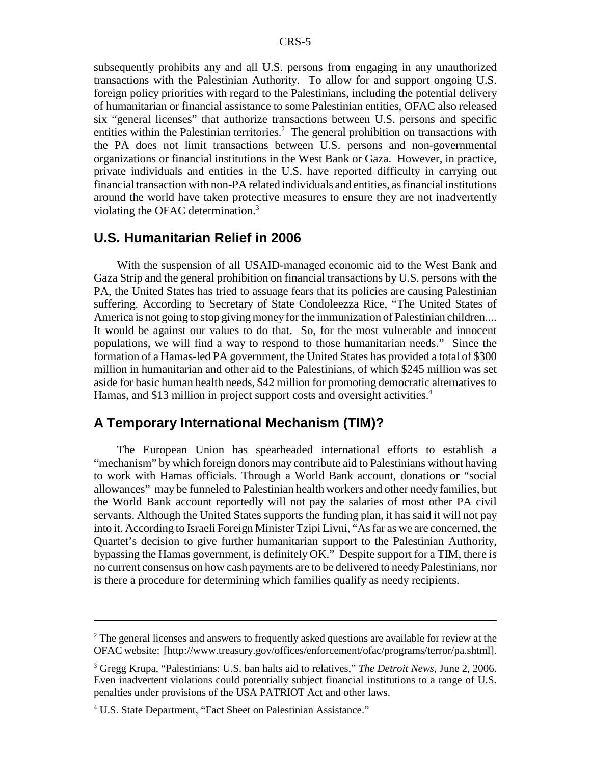subsequently prohibits any and all U.S. persons from engaging in any unauthorized transactions with the Palestinian Authority. To allow for and support ongoing U.S. foreign policy priorities with regard to the Palestinians, including the potential delivery of humanitarian or financial assistance to some Palestinian entities, OFAC also released six "general licenses" that authorize transactions between U.S. persons and specific entities within the Palestinian territories.[2] The general prohibition on transactions with the PA does not limit transactions between U.S. persons and non-governmental organizations or financial institutions in the West Bank or Gaza. However, in practice, private individuals and entities in the U.S. have reported difficulty in carrying out financial transaction with non-PA related individuals and entities, as financial institutions around the world have taken protective measures to ensure they are not inadvertently violating the OFAC determination.[3]

## U.S. Humanitarian Relief in 2006

With the suspension of all USAID-managed economic aid to the West Bank and Gaza Strip and the general prohibition on financial transactions by U.S. persons with the PA, the United States has tried to assuage fears that its policies are causing Palestinian suffering. According to Secretary of State Condoleezza Rice, "The United States of America is not going to stop giving money for the immunization of Palestinian children.... It would be against our values to do that. So, for the most vulnerable and innocent populations, we will find a way to respond to those humanitarian needs." Since the formation of a Hamas-led PA government, the United States has provided a total of $300 million in humanitarian and other aid to the Palestinians, of which $245 million was set aside for basic human health needs, $42 million for promoting democratic alternatives to Hamas, and $13 million in project support costs and oversight activities.[4]

## A Temporary International Mechanism (TIM)?

The European Union has spearheaded international efforts to establish a "mechanism" by which foreign donors may contribute aid to Palestinians without having to work with Hamas officials. Through a World Bank account, donations or "social allowances" may be funneled to Palestinian health workers and other needy families, but the World Bank account reportedly will not pay the salaries of most other PA civil servants. Although the United States supports the funding plan, it has said it will not pay into it. According to Israeli Foreign Minister Tzipi Livni, "As far as we are concerned, the Quartet's decision to give further humanitarian support to the Palestinian Authority, bypassing the Hamas government, is definitely OK." Despite support for a TIM, there is no current consensus on how cash payments are to be delivered to needy Palestinians, nor is there a procedure for determining which families qualify as needy recipients.

---

[2] The general licenses and answers to frequently asked questions are available for review at the OFAC website: [http://www.treasury.gov/offices/enforcement/ofac/programs/terror/pa.shtml].

[3] Gregg Krupa, "Palestinians: U.S. ban halts aid to relatives," *The Detroit News*, June 2, 2006. Even inadvertent violations could potentially subject financial institutions to a range of U.S. penalties under provisions of the USA PATRIOT Act and other laws.

[4] U.S. State Department, "Fact Sheet on Palestinian Assistance."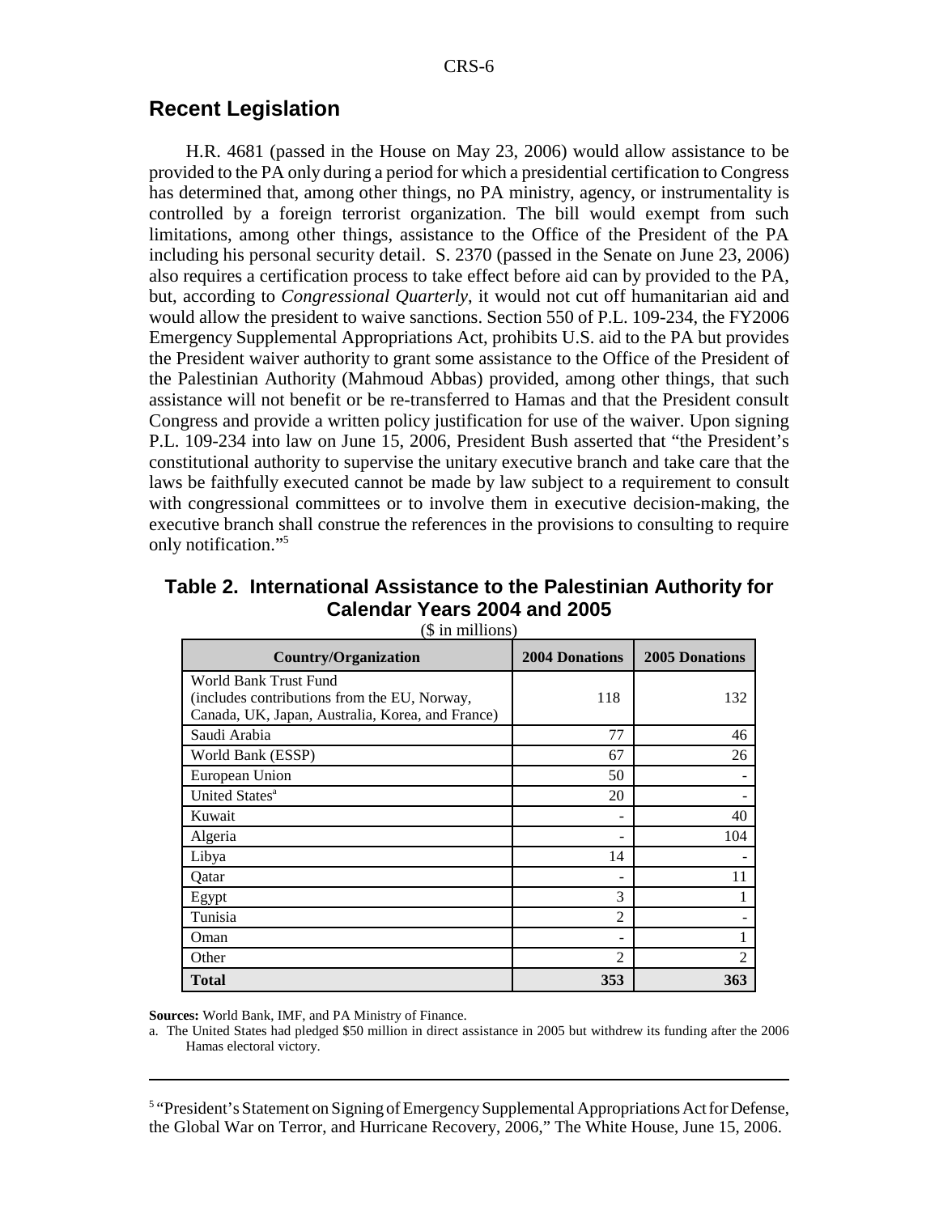## Recent Legislation

H.R. 4681 (passed in the House on May 23, 2006) would allow assistance to be provided to the PA only during a period for which a presidential certification to Congress has determined that, among other things, no PA ministry, agency, or instrumentality is controlled by a foreign terrorist organization. The bill would exempt from such limitations, among other things, assistance to the Office of the President of the PA including his personal security detail. S. 2370 (passed in the Senate on June 23, 2006) also requires a certification process to take effect before aid can by provided to the PA, but, according to *Congressional Quarterly*, it would not cut off humanitarian aid and would allow the president to waive sanctions. Section 550 of P.L. 109-234, the FY2006 Emergency Supplemental Appropriations Act, prohibits U.S. aid to the PA but provides the President waiver authority to grant some assistance to the Office of the President of the Palestinian Authority (Mahmoud Abbas) provided, among other things, that such assistance will not benefit or be re-transferred to Hamas and that the President consult Congress and provide a written policy justification for use of the waiver. Upon signing P.L. 109-234 into law on June 15, 2006, President Bush asserted that "the President's constitutional authority to supervise the unitary executive branch and take care that the laws be faithfully executed cannot be made by law subject to a requirement to consult with congressional committees or to involve them in executive decision-making, the executive branch shall construe the references in the provisions to consulting to require only notification."[5]

**Table 2. International Assistance to the Palestinian Authority for Calendar Years 2004 and 2005**

($ in millions)

| Country/Organization | 2004 Donations | 2005 Donations |
|---|---|---|
| World Bank Trust Fund (includes contributions from the EU, Norway, Canada, UK, Japan, Australia, Korea, and France) | 118 | 132 |
| Saudi Arabia | 77 | 46 |
| World Bank (ESSP) | 67 | 26 |
| European Union | 50 | - |
| United States[a] | 20 | - |
| Kuwait | - | 40 |
| Algeria | - | 104 |
| Libya | 14 | - |
| Qatar | - | 11 |
| Egypt | 3 | 1 |
| Tunisia | 2 | - |
| Oman | - | 1 |
| Other | 2 | 2 |
| **Total** | **353** | **363** |

**Sources:** World Bank, IMF, and PA Ministry of Finance.

a. The United States had pledged $50 million in direct assistance in 2005 but withdrew its funding after the 2006 Hamas electoral victory.

---

[5] "President's Statement on Signing of Emergency Supplemental Appropriations Act for Defense, the Global War on Terror, and Hurricane Recovery, 2006," The White House, June 15, 2006.